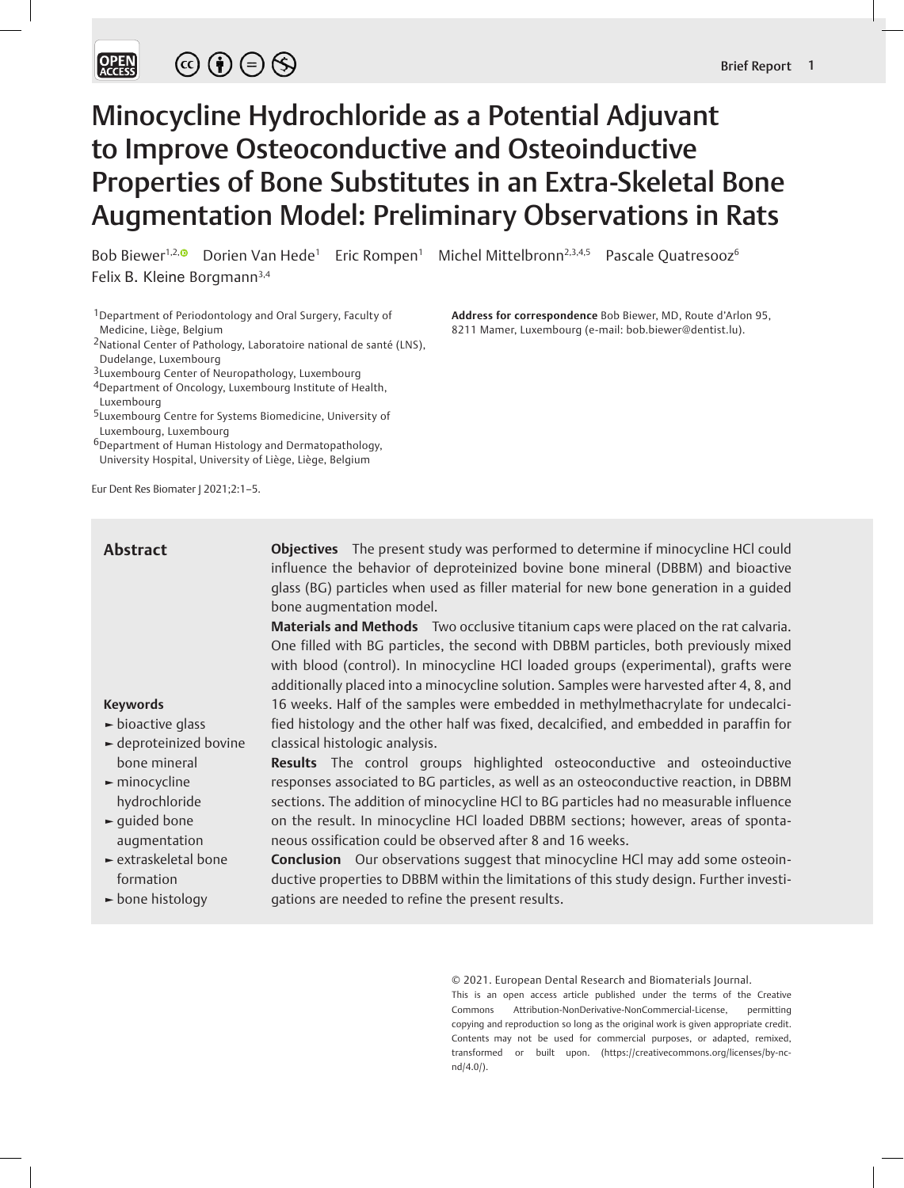# Minocycline Hydrochloride as a Potential Adjuvant to Improve Osteoconductive and Osteoinductive Properties of Bone Substitutes in an Extra-Skeletal Bone Augmentation Model: Preliminary Observations in Rats

Bob Biewer[1,2] Dorien Van Hede[1] Eric Rompen[1] Michel Mittelbronn[2,3,4,5] Pascale Quatresooz[6] Felix B. Kleine Borgmann[3,4]

[1]Department of Periodontology and Oral Surgery, Faculty of Medicine, Liège, Belgium
[2]National Center of Pathology, Laboratoire national de santé (LNS), Dudelange, Luxembourg
[3]Luxembourg Center of Neuropathology, Luxembourg
[4]Department of Oncology, Luxembourg Institute of Health, Luxembourg
[5]Luxembourg Centre for Systems Biomedicine, University of Luxembourg, Luxembourg
[6]Department of Human Histology and Dermatopathology, University Hospital, University of Liège, Liège, Belgium

**Address for correspondence** Bob Biewer, MD, Route d'Arlon 95, 8211 Mamer, Luxembourg (e-mail: bob.biewer@dentist.lu).

Eur Dent Res Biomater J 2021;2:1–5.

## Abstract

**Objectives** The present study was performed to determine if minocycline HCl could influence the behavior of deproteinized bovine bone mineral (DBBM) and bioactive glass (BG) particles when used as filler material for new bone generation in a guided bone augmentation model.

**Materials and Methods** Two occlusive titanium caps were placed on the rat calvaria. One filled with BG particles, the second with DBBM particles, both previously mixed with blood (control). In minocycline HCl loaded groups (experimental), grafts were additionally placed into a minocycline solution. Samples were harvested after 4, 8, and 16 weeks. Half of the samples were embedded in methylmethacrylate for undecalcified histology and the other half was fixed, decalcified, and embedded in paraffin for classical histologic analysis.

**Results** The control groups highlighted osteoconductive and osteoinductive responses associated to BG particles, as well as an osteoconductive reaction, in DBBM sections. The addition of minocycline HCl to BG particles had no measurable influence on the result. In minocycline HCl loaded DBBM sections; however, areas of spontaneous ossification could be observed after 8 and 16 weeks.

**Conclusion** Our observations suggest that minocycline HCl may add some osteoinductive properties to DBBM within the limitations of this study design. Further investigations are needed to refine the present results.

**Keywords**

- bioactive glass
- deproteinized bovine bone mineral
- minocycline hydrochloride
- guided bone augmentation
- extraskeletal bone formation
- bone histology

© 2021. European Dental Research and Biomaterials Journal.
This is an open access article published under the terms of the Creative Commons Attribution-NonDerivative-NonCommercial-License, permitting copying and reproduction so long as the original work is given appropriate credit. Contents may not be used for commercial purposes, or adapted, remixed, transformed or built upon. (https://creativecommons.org/licenses/by-nc-nd/4.0/).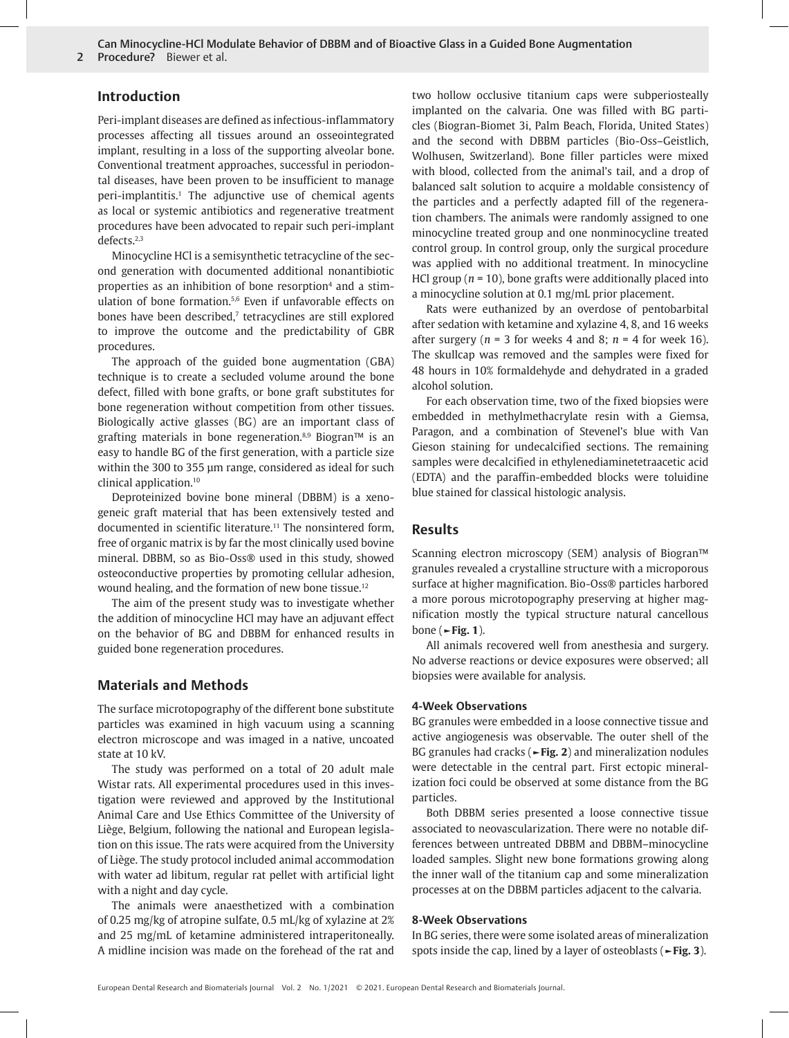## Introduction

Peri-implant diseases are defined as infectious-inflammatory processes affecting all tissues around an osseointegrated implant, resulting in a loss of the supporting alveolar bone. Conventional treatment approaches, successful in periodontal diseases, have been proven to be insufficient to manage peri-implantitis.[1] The adjunctive use of chemical agents as local or systemic antibiotics and regenerative treatment procedures have been advocated to repair such peri-implant defects.[2,3]

Minocycline HCl is a semisynthetic tetracycline of the second generation with documented additional nonantibiotic properties as an inhibition of bone resorption[4] and a stimulation of bone formation.[5,6] Even if unfavorable effects on bones have been described,[7] tetracyclines are still explored to improve the outcome and the predictability of GBR procedures.

The approach of the guided bone augmentation (GBA) technique is to create a secluded volume around the bone defect, filled with bone grafts, or bone graft substitutes for bone regeneration without competition from other tissues. Biologically active glasses (BG) are an important class of grafting materials in bone regeneration.[8,9] Biogran™ is an easy to handle BG of the first generation, with a particle size within the 300 to 355 µm range, considered as ideal for such clinical application.[10]

Deproteinized bovine bone mineral (DBBM) is a xenogeneic graft material that has been extensively tested and documented in scientific literature.[11] The nonsintered form, free of organic matrix is by far the most clinically used bovine mineral. DBBM, so as Bio-Oss® used in this study, showed osteoconductive properties by promoting cellular adhesion, wound healing, and the formation of new bone tissue.[12]

The aim of the present study was to investigate whether the addition of minocycline HCl may have an adjuvant effect on the behavior of BG and DBBM for enhanced results in guided bone regeneration procedures.

## Materials and Methods

The surface microtopography of the different bone substitute particles was examined in high vacuum using a scanning electron microscope and was imaged in a native, uncoated state at 10 kV.

The study was performed on a total of 20 adult male Wistar rats. All experimental procedures used in this investigation were reviewed and approved by the Institutional Animal Care and Use Ethics Committee of the University of Liège, Belgium, following the national and European legislation on this issue. The rats were acquired from the University of Liège. The study protocol included animal accommodation with water ad libitum, regular rat pellet with artificial light with a night and day cycle.

The animals were anaesthetized with a combination of 0.25 mg/kg of atropine sulfate, 0.5 mL/kg of xylazine at 2% and 25 mg/mL of ketamine administered intraperitoneally. A midline incision was made on the forehead of the rat and two hollow occlusive titanium caps were subperiosteally implanted on the calvaria. One was filled with BG particles (Biogran-Biomet 3i, Palm Beach, Florida, United States) and the second with DBBM particles (Bio-Oss–Geistlich, Wolhusen, Switzerland). Bone filler particles were mixed with blood, collected from the animal's tail, and a drop of balanced salt solution to acquire a moldable consistency of the particles and a perfectly adapted fill of the regeneration chambers. The animals were randomly assigned to one minocycline treated group and one nonminocycline treated control group. In control group, only the surgical procedure was applied with no additional treatment. In minocycline HCl group ($n = 10$), bone grafts were additionally placed into a minocycline solution at 0.1 mg/mL prior placement.

Rats were euthanized by an overdose of pentobarbital after sedation with ketamine and xylazine 4, 8, and 16 weeks after surgery ($n = 3$ for weeks 4 and 8; $n = 4$ for week 16). The skullcap was removed and the samples were fixed for 48 hours in 10% formaldehyde and dehydrated in a graded alcohol solution.

For each observation time, two of the fixed biopsies were embedded in methylmethacrylate resin with a Giemsa, Paragon, and a combination of Stevenel's blue with Van Gieson staining for undecalcified sections. The remaining samples were decalcified in ethylenediaminetetraacetic acid (EDTA) and the paraffin-embedded blocks were toluidine blue stained for classical histologic analysis.

## Results

Scanning electron microscopy (SEM) analysis of Biogran™ granules revealed a crystalline structure with a microporous surface at higher magnification. Bio-Oss® particles harbored a more porous microtopography preserving at higher magnification mostly the typical structure natural cancellous bone (►Fig. 1).

All animals recovered well from anesthesia and surgery. No adverse reactions or device exposures were observed; all biopsies were available for analysis.

### 4-Week Observations

BG granules were embedded in a loose connective tissue and active angiogenesis was observable. The outer shell of the BG granules had cracks (►Fig. 2) and mineralization nodules were detectable in the central part. First ectopic mineralization foci could be observed at some distance from the BG particles.

Both DBBM series presented a loose connective tissue associated to neovascularization. There were no notable differences between untreated DBBM and DBBM–minocycline loaded samples. Slight new bone formations growing along the inner wall of the titanium cap and some mineralization processes at on the DBBM particles adjacent to the calvaria.

### 8-Week Observations

In BG series, there were some isolated areas of mineralization spots inside the cap, lined by a layer of osteoblasts (►Fig. 3).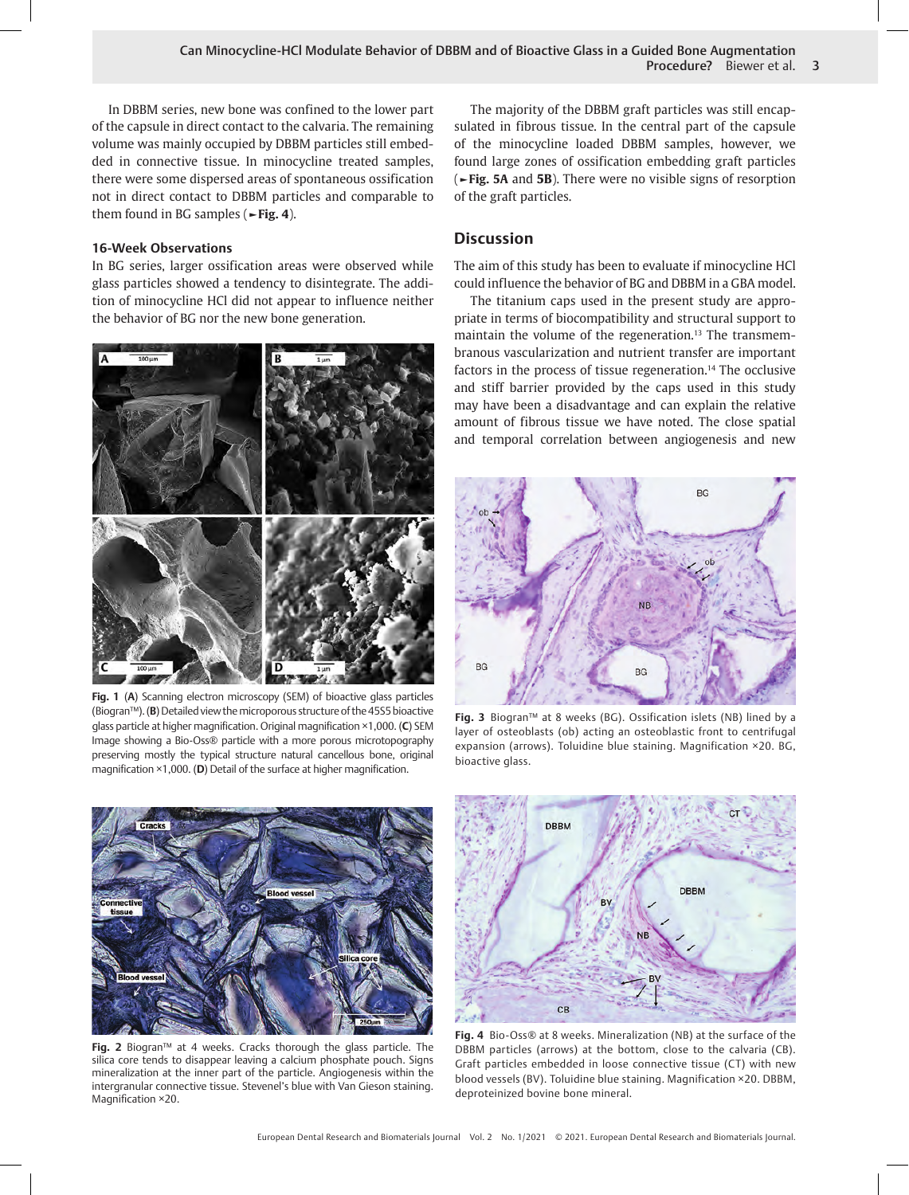In DBBM series, new bone was confined to the lower part of the capsule in direct contact to the calvaria. The remaining volume was mainly occupied by DBBM particles still embedded in connective tissue. In minocycline treated samples, there were some dispersed areas of spontaneous ossification not in direct contact to DBBM particles and comparable to them found in BG samples (►Fig. 4).

### 16-Week Observations

In BG series, larger ossification areas were observed while glass particles showed a tendency to disintegrate. The addition of minocycline HCl did not appear to influence neither the behavior of BG nor the new bone generation.

**Fig. 1** (**A**) Scanning electron microscopy (SEM) of bioactive glass particles (Biogran™). (**B**) Detailed view the microporous structure of the 45S5 bioactive glass particle at higher magnification. Original magnification ×1,000. (**C**) SEM Image showing a Bio-Oss® particle with a more porous microtopography preserving mostly the typical structure natural cancellous bone, original magnification ×1,000. (**D**) Detail of the surface at higher magnification.

**Fig. 2** Biogran™ at 4 weeks. Cracks thorough the glass particle. The silica core tends to disappear leaving a calcium phosphate pouch. Signs mineralization at the inner part of the particle. Angiogenesis within the intergranular connective tissue. Stevenel's blue with Van Gieson staining. Magnification ×20.

The majority of the DBBM graft particles was still encapsulated in fibrous tissue. In the central part of the capsule of the minocycline loaded DBBM samples, however, we found large zones of ossification embedding graft particles (►**Fig. 5A** and **5B**). There were no visible signs of resorption of the graft particles.

## Discussion

The aim of this study has been to evaluate if minocycline HCl could influence the behavior of BG and DBBM in a GBA model.

The titanium caps used in the present study are appropriate in terms of biocompatibility and structural support to maintain the volume of the regeneration.[13] The transmembranous vascularization and nutrient transfer are important factors in the process of tissue regeneration.[14] The occlusive and stiff barrier provided by the caps used in this study may have been a disadvantage and can explain the relative amount of fibrous tissue we have noted. The close spatial and temporal correlation between angiogenesis and new

**Fig. 3** Biogran™ at 8 weeks (BG). Ossification islets (NB) lined by a layer of osteoblasts (ob) acting an osteoblastic front to centrifugal expansion (arrows). Toluidine blue staining. Magnification ×20. BG, bioactive glass.

**Fig. 4** Bio-Oss® at 8 weeks. Mineralization (NB) at the surface of the DBBM particles (arrows) at the bottom, close to the calvaria (CB). Graft particles embedded in loose connective tissue (CT) with new blood vessels (BV). Toluidine blue staining. Magnification ×20. DBBM, deproteinized bovine bone mineral.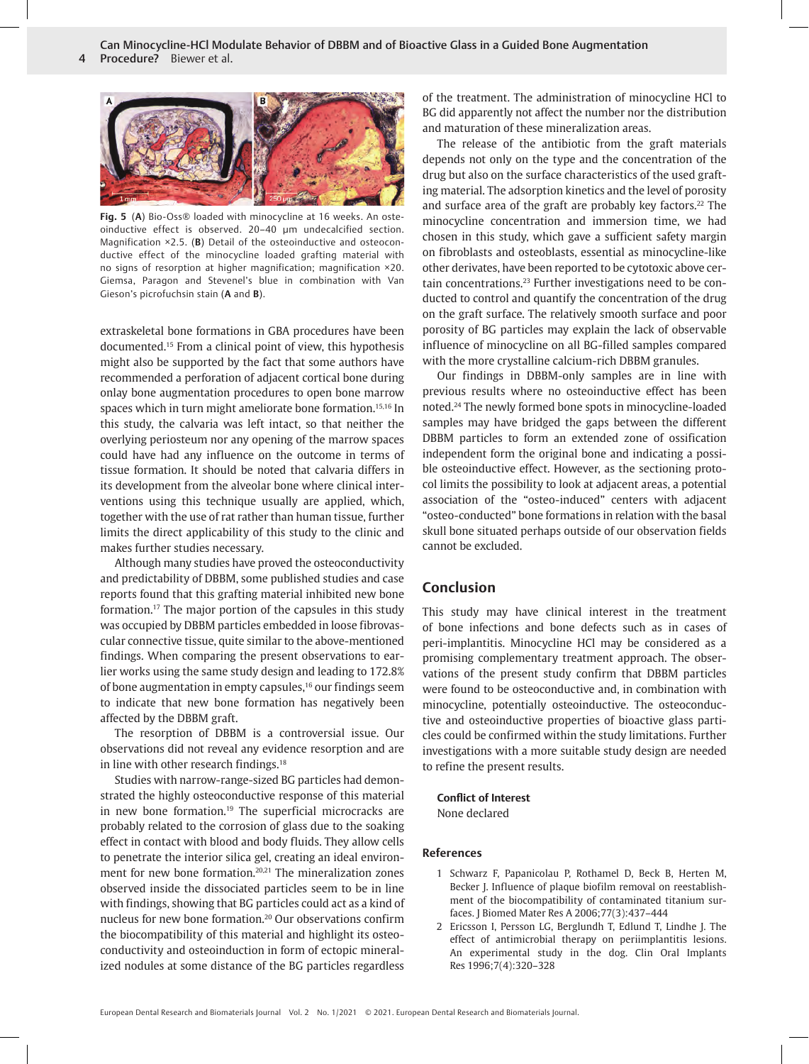Fig. 5 (**A**) Bio-Oss® loaded with minocycline at 16 weeks. An osteoinductive effect is observed. 20–40 µm undecalcified section. Magnification ×2.5. (**B**) Detail of the osteoinductive and osteoconductive effect of the minocycline loaded grafting material with no signs of resorption at higher magnification; magnification ×20. Giemsa, Paragon and Stevenel's blue in combination with Van Gieson's picrofuchsin stain (**A** and **B**).

extraskeletal bone formations in GBA procedures have been documented.[15] From a clinical point of view, this hypothesis might also be supported by the fact that some authors have recommended a perforation of adjacent cortical bone during onlay bone augmentation procedures to open bone marrow spaces which in turn might ameliorate bone formation.[15,16] In this study, the calvaria was left intact, so that neither the overlying periosteum nor any opening of the marrow spaces could have had any influence on the outcome in terms of tissue formation. It should be noted that calvaria differs in its development from the alveolar bone where clinical interventions using this technique usually are applied, which, together with the use of rat rather than human tissue, further limits the direct applicability of this study to the clinic and makes further studies necessary.

Although many studies have proved the osteoconductivity and predictability of DBBM, some published studies and case reports found that this grafting material inhibited new bone formation.[17] The major portion of the capsules in this study was occupied by DBBM particles embedded in loose fibrovascular connective tissue, quite similar to the above-mentioned findings. When comparing the present observations to earlier works using the same study design and leading to 172.8% of bone augmentation in empty capsules,[16] our findings seem to indicate that new bone formation has negatively been affected by the DBBM graft.

The resorption of DBBM is a controversial issue. Our observations did not reveal any evidence resorption and are in line with other research findings.[18]

Studies with narrow-range-sized BG particles had demonstrated the highly osteoconductive response of this material in new bone formation.[19] The superficial microcracks are probably related to the corrosion of glass due to the soaking effect in contact with blood and body fluids. They allow cells to penetrate the interior silica gel, creating an ideal environment for new bone formation.[20,21] The mineralization zones observed inside the dissociated particles seem to be in line with findings, showing that BG particles could act as a kind of nucleus for new bone formation.[20] Our observations confirm the biocompatibility of this material and highlight its osteoconductivity and osteoinduction in form of ectopic mineralized nodules at some distance of the BG particles regardless of the treatment. The administration of minocycline HCl to BG did apparently not affect the number nor the distribution and maturation of these mineralization areas.

The release of the antibiotic from the graft materials depends not only on the type and the concentration of the drug but also on the surface characteristics of the used grafting material. The adsorption kinetics and the level of porosity and surface area of the graft are probably key factors.[22] The minocycline concentration and immersion time, we had chosen in this study, which gave a sufficient safety margin on fibroblasts and osteoblasts, essential as minocycline-like other derivates, have been reported to be cytotoxic above certain concentrations.[23] Further investigations need to be conducted to control and quantify the concentration of the drug on the graft surface. The relatively smooth surface and poor porosity of BG particles may explain the lack of observable influence of minocycline on all BG-filled samples compared with the more crystalline calcium-rich DBBM granules.

Our findings in DBBM-only samples are in line with previous results where no osteoinductive effect has been noted.[24] The newly formed bone spots in minocycline-loaded samples may have bridged the gaps between the different DBBM particles to form an extended zone of ossification independent form the original bone and indicating a possible osteoinductive effect. However, as the sectioning protocol limits the possibility to look at adjacent areas, a potential association of the "osteo-induced" centers with adjacent "osteo-conducted" bone formations in relation with the basal skull bone situated perhaps outside of our observation fields cannot be excluded.

## Conclusion

This study may have clinical interest in the treatment of bone infections and bone defects such as in cases of peri-implantitis. Minocycline HCl may be considered as a promising complementary treatment approach. The observations of the present study confirm that DBBM particles were found to be osteoconductive and, in combination with minocycline, potentially osteoinductive. The osteoconductive and osteoinductive properties of bioactive glass particles could be confirmed within the study limitations. Further investigations with a more suitable study design are needed to refine the present results.

**Conflict of Interest**

None declared

### References

1. Schwarz F, Papanicolau P, Rothamel D, Beck B, Herten M, Becker J. Influence of plaque biofilm removal on reestablishment of the biocompatibility of contaminated titanium surfaces. J Biomed Mater Res A 2006;77(3):437–444
2. Ericsson I, Persson LG, Berglundh T, Edlund T, Lindhe J. The effect of antimicrobial therapy on periimplantitis lesions. An experimental study in the dog. Clin Oral Implants Res 1996;7(4):320–328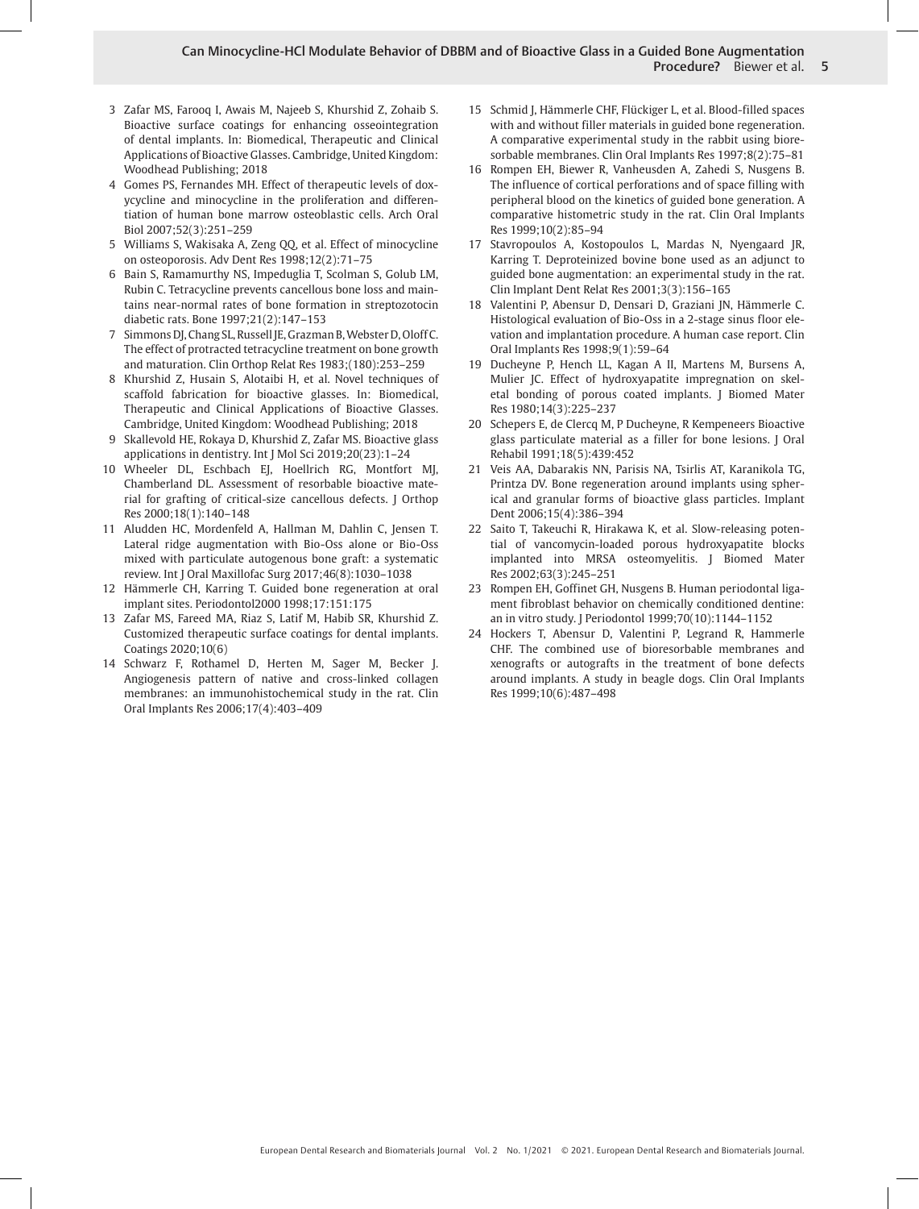3 Zafar MS, Farooq I, Awais M, Najeeb S, Khurshid Z, Zohaib S. Bioactive surface coatings for enhancing osseointegration of dental implants. In: Biomedical, Therapeutic and Clinical Applications of Bioactive Glasses. Cambridge, United Kingdom: Woodhead Publishing; 2018

4 Gomes PS, Fernandes MH. Effect of therapeutic levels of doxycycline and minocycline in the proliferation and differentiation of human bone marrow osteoblastic cells. Arch Oral Biol 2007;52(3):251–259

5 Williams S, Wakisaka A, Zeng QQ, et al. Effect of minocycline on osteoporosis. Adv Dent Res 1998;12(2):71–75

6 Bain S, Ramamurthy NS, Impeduglia T, Scolman S, Golub LM, Rubin C. Tetracycline prevents cancellous bone loss and maintains near-normal rates of bone formation in streptozotocin diabetic rats. Bone 1997;21(2):147–153

7 Simmons DJ, Chang SL, Russell JE, Grazman B, Webster D, Oloff C. The effect of protracted tetracycline treatment on bone growth and maturation. Clin Orthop Relat Res 1983;(180):253–259

8 Khurshid Z, Husain S, Alotaibi H, et al. Novel techniques of scaffold fabrication for bioactive glasses. In: Biomedical, Therapeutic and Clinical Applications of Bioactive Glasses. Cambridge, United Kingdom: Woodhead Publishing; 2018

9 Skallevold HE, Rokaya D, Khurshid Z, Zafar MS. Bioactive glass applications in dentistry. Int J Mol Sci 2019;20(23):1–24

10 Wheeler DL, Eschbach EJ, Hoellrich RG, Montfort MJ, Chamberland DL. Assessment of resorbable bioactive material for grafting of critical-size cancellous defects. J Orthop Res 2000;18(1):140–148

11 Aludden HC, Mordenfeld A, Hallman M, Dahlin C, Jensen T. Lateral ridge augmentation with Bio-Oss alone or Bio-Oss mixed with particulate autogenous bone graft: a systematic review. Int J Oral Maxillofac Surg 2017;46(8):1030–1038

12 Hämmerle CH, Karring T. Guided bone regeneration at oral implant sites. Periodontol2000 1998;17:151:175

13 Zafar MS, Fareed MA, Riaz S, Latif M, Habib SR, Khurshid Z. Customized therapeutic surface coatings for dental implants. Coatings 2020;10(6)

14 Schwarz F, Rothamel D, Herten M, Sager M, Becker J. Angiogenesis pattern of native and cross-linked collagen membranes: an immunohistochemical study in the rat. Clin Oral Implants Res 2006;17(4):403–409

15 Schmid J, Hämmerle CHF, Flückiger L, et al. Blood-filled spaces with and without filler materials in guided bone regeneration. A comparative experimental study in the rabbit using bioresorbable membranes. Clin Oral Implants Res 1997;8(2):75–81

16 Rompen EH, Biewer R, Vanheusden A, Zahedi S, Nusgens B. The influence of cortical perforations and of space filling with peripheral blood on the kinetics of guided bone generation. A comparative histometric study in the rat. Clin Oral Implants Res 1999;10(2):85–94

17 Stavropoulos A, Kostopoulos L, Mardas N, Nyengaard JR, Karring T. Deproteinized bovine bone used as an adjunct to guided bone augmentation: an experimental study in the rat. Clin Implant Dent Relat Res 2001;3(3):156–165

18 Valentini P, Abensur D, Densari D, Graziani JN, Hämmerle C. Histological evaluation of Bio-Oss in a 2-stage sinus floor elevation and implantation procedure. A human case report. Clin Oral Implants Res 1998;9(1):59–64

19 Ducheyne P, Hench LL, Kagan A II, Martens M, Bursens A, Mulier JC. Effect of hydroxyapatite impregnation on skeletal bonding of porous coated implants. J Biomed Mater Res 1980;14(3):225–237

20 Schepers E, de Clercq M, P Ducheyne, R Kempeneers Bioactive glass particulate material as a filler for bone lesions. J Oral Rehabil 1991;18(5):439:452

21 Veis AA, Dabarakis NN, Parisis NA, Tsirlis AT, Karanikola TG, Printza DV. Bone regeneration around implants using spherical and granular forms of bioactive glass particles. Implant Dent 2006;15(4):386–394

22 Saito T, Takeuchi R, Hirakawa K, et al. Slow-releasing potential of vancomycin-loaded porous hydroxyapatite blocks implanted into MRSA osteomyelitis. J Biomed Mater Res 2002;63(3):245–251

23 Rompen EH, Goffinet GH, Nusgens B. Human periodontal ligament fibroblast behavior on chemically conditioned dentine: an in vitro study. J Periodontol 1999;70(10):1144–1152

24 Hockers T, Abensur D, Valentini P, Legrand R, Hammerle CHF. The combined use of bioresorbable membranes and xenografts or autografts in the treatment of bone defects around implants. A study in beagle dogs. Clin Oral Implants Res 1999;10(6):487–498